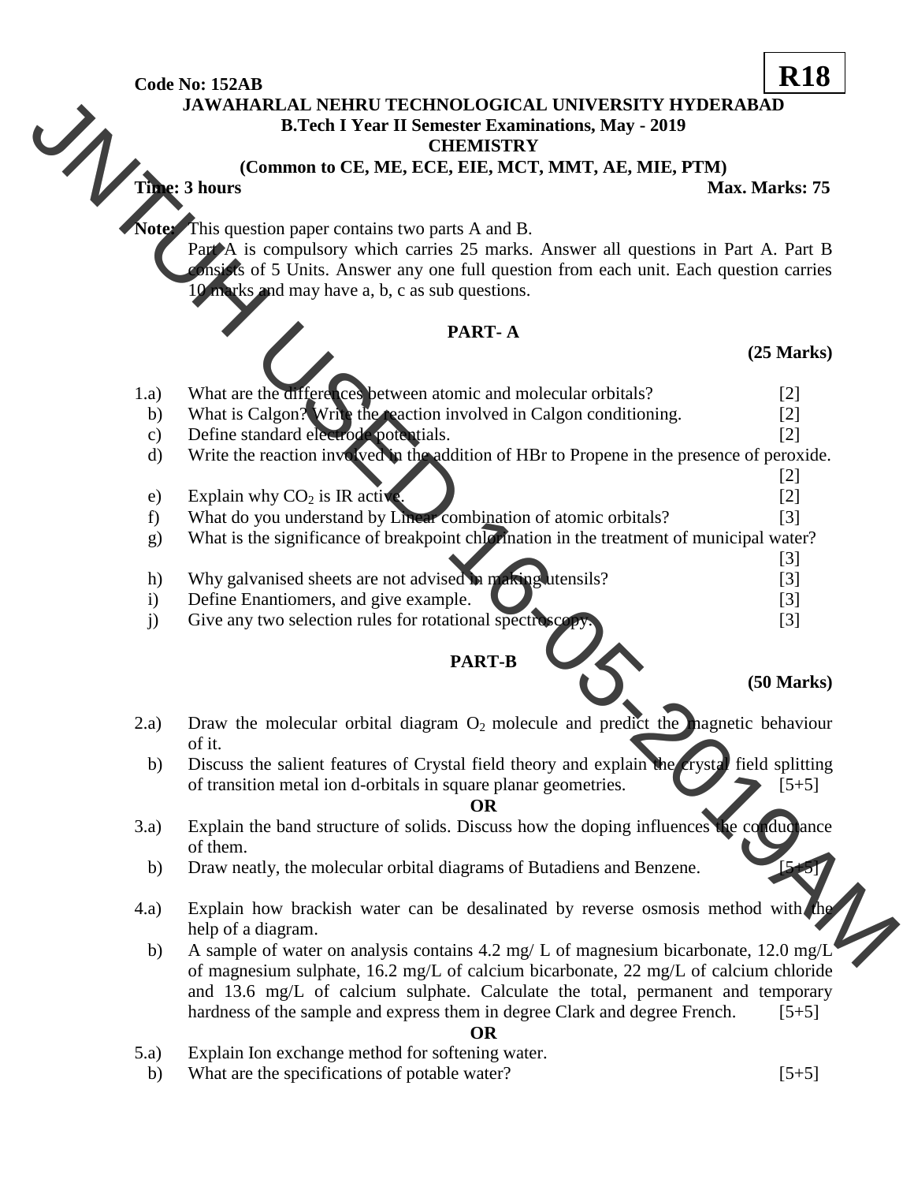**Code No: 152AB** **R18**

**JAWAHARLAL NEHRU TECHNOLOGICAL UNIVERSITY HYDERABAD**
**B.Tech I Year II Semester Examinations, May - 2019**
**CHEMISTRY**
**(Common to CE, ME, ECE, EIE, MCT, MMT, AE, MIE, PTM)**

**Time: 3 hours** **Max. Marks: 75**

**Note:** This question paper contains two parts A and B.
Part A is compulsory which carries 25 marks. Answer all questions in Part A. Part B consists of 5 Units. Answer any one full question from each unit. Each question carries 10 marks and may have a, b, c as sub questions.

## PART- A

**(25 Marks)**

1.a) What are the differences between atomic and molecular orbitals? [2]
b) What is Calgon? Write the reaction involved in Calgon conditioning. [2]
c) Define standard electrode potentials. [2]
d) Write the reaction involved in the addition of HBr to Propene in the presence of peroxide. [2]
e) Explain why $CO_2$ is IR active. [2]
f) What do you understand by Linear combination of atomic orbitals? [3]
g) What is the significance of breakpoint chlorination in the treatment of municipal water? [3]
h) Why galvanised sheets are not advised in making utensils? [3]
i) Define Enantiomers, and give example. [3]
j) Give any two selection rules for rotational spectroscopy. [3]

## PART-B

**(50 Marks)**

2.a) Draw the molecular orbital diagram $O_2$ molecule and predict the magnetic behaviour of it.
b) Discuss the salient features of Crystal field theory and explain the crystal field splitting of transition metal ion d-orbitals in square planar geometries. [5+5]

**OR**

3.a) Explain the band structure of solids. Discuss how the doping influences the conductance of them.
b) Draw neatly, the molecular orbital diagrams of Butadiens and Benzene. [5+5]

4.a) Explain how brackish water can be desalinated by reverse osmosis method with the help of a diagram.
b) A sample of water on analysis contains 4.2 mg/ L of magnesium bicarbonate, 12.0 mg/L of magnesium sulphate, 16.2 mg/L of calcium bicarbonate, 22 mg/L of calcium chloride and 13.6 mg/L of calcium sulphate. Calculate the total, permanent and temporary hardness of the sample and express them in degree Clark and degree French. [5+5]

**OR**

5.a) Explain Ion exchange method for softening water.
b) What are the specifications of potable water? [5+5]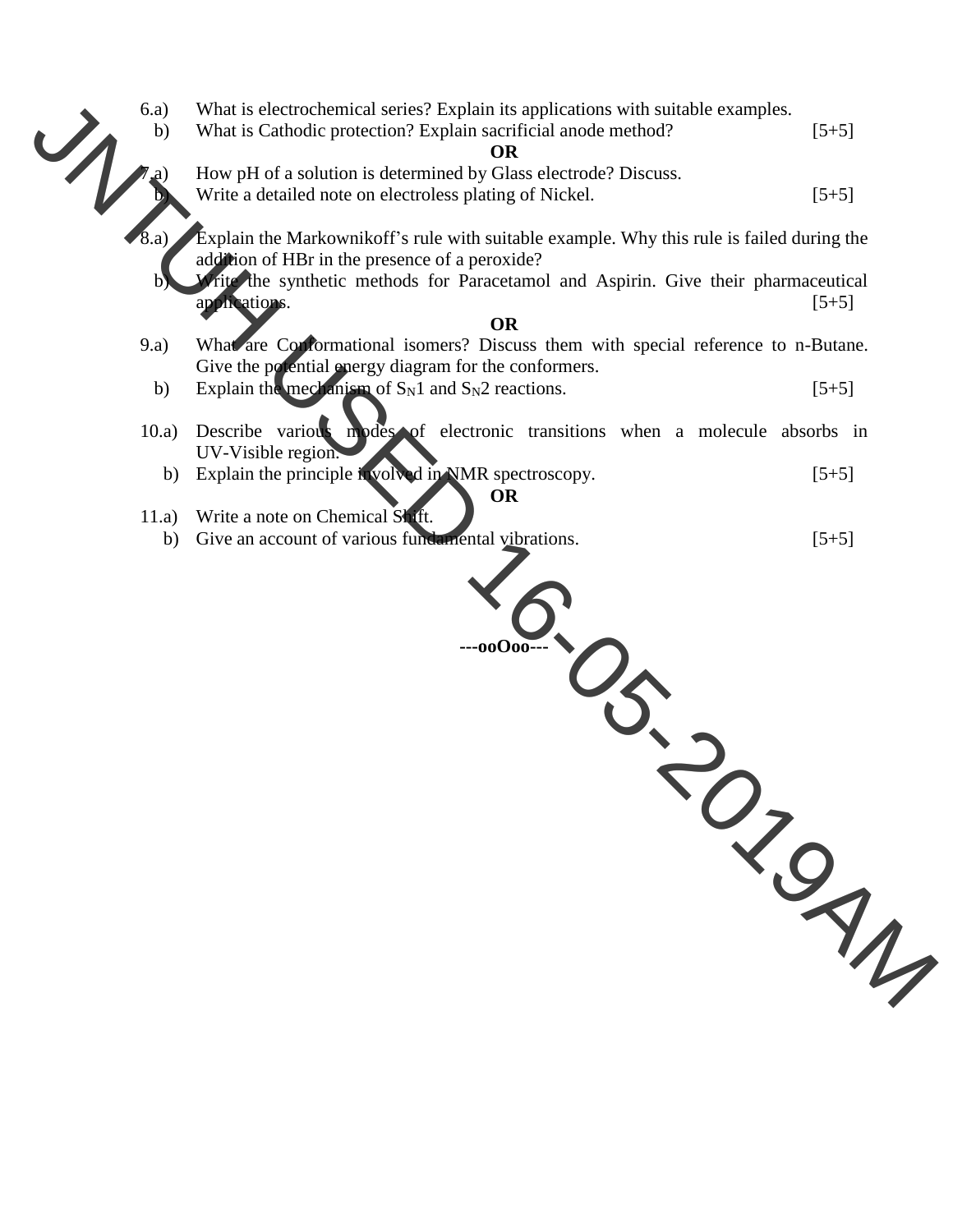6.a) What is electrochemical series? Explain its applications with suitable examples.

b) What is Cathodic protection? Explain sacrificial anode method? [5+5]

**OR**

7.a) How pH of a solution is determined by Glass electrode? Discuss.

b) Write a detailed note on electroless plating of Nickel. [5+5]

8.a) Explain the Markownikoff's rule with suitable example. Why this rule is failed during the addition of HBr in the presence of a peroxide?

b) Write the synthetic methods for Paracetamol and Aspirin. Give their pharmaceutical applications. [5+5]

**OR**

9.a) What are Conformational isomers? Discuss them with special reference to n-Butane. Give the potential energy diagram for the conformers.

b) Explain the mechanism of $S_N1$ and $S_N2$ reactions. [5+5]

10.a) Describe various modes of electronic transitions when a molecule absorbs in UV-Visible region.

b) Explain the principle involved in NMR spectroscopy. [5+5]

**OR**

11.a) Write a note on Chemical Shift.

b) Give an account of various fundamental vibrations. [5+5]

**---ooOoo---**